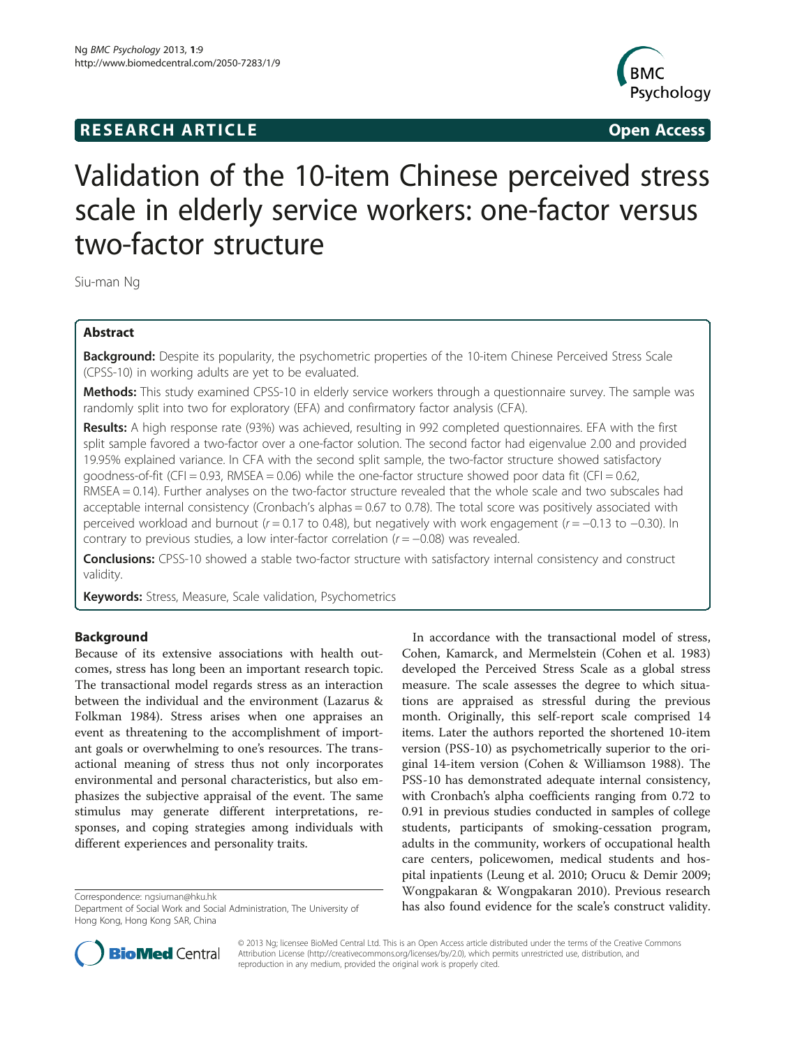**RESEARCH ARTICLE** **Open Access**

# Validation of the 10-item Chinese perceived stress scale in elderly service workers: one-factor versus two-factor structure

Siu-man Ng

## Abstract

**Background:** Despite its popularity, the psychometric properties of the 10-item Chinese Perceived Stress Scale (CPSS-10) in working adults are yet to be evaluated.

**Methods:** This study examined CPSS-10 in elderly service workers through a questionnaire survey. The sample was randomly split into two for exploratory (EFA) and confirmatory factor analysis (CFA).

**Results:** A high response rate (93%) was achieved, resulting in 992 completed questionnaires. EFA with the first split sample favored a two-factor over a one-factor solution. The second factor had eigenvalue 2.00 and provided 19.95% explained variance. In CFA with the second split sample, the two-factor structure showed satisfactory goodness-of-fit (CFI = 0.93, RMSEA = 0.06) while the one-factor structure showed poor data fit (CFI = 0.62, RMSEA = 0.14). Further analyses on the two-factor structure revealed that the whole scale and two subscales had acceptable internal consistency (Cronbach's alphas = 0.67 to 0.78). The total score was positively associated with perceived workload and burnout ($r = 0.17$ to 0.48), but negatively with work engagement ($r = -0.13$ to $-0.30$). In contrary to previous studies, a low inter-factor correlation ($r = -0.08$) was revealed.

**Conclusions:** CPSS-10 showed a stable two-factor structure with satisfactory internal consistency and construct validity.

**Keywords:** Stress, Measure, Scale validation, Psychometrics

## Background

Because of its extensive associations with health outcomes, stress has long been an important research topic. The transactional model regards stress as an interaction between the individual and the environment (Lazarus & Folkman 1984). Stress arises when one appraises an event as threatening to the accomplishment of important goals or overwhelming to one's resources. The transactional meaning of stress thus not only incorporates environmental and personal characteristics, but also emphasizes the subjective appraisal of the event. The same stimulus may generate different interpretations, responses, and coping strategies among individuals with different experiences and personality traits.

In accordance with the transactional model of stress, Cohen, Kamarck, and Mermelstein (Cohen et al. 1983) developed the Perceived Stress Scale as a global stress measure. The scale assesses the degree to which situations are appraised as stressful during the previous month. Originally, this self-report scale comprised 14 items. Later the authors reported the shortened 10-item version (PSS-10) as psychometrically superior to the original 14-item version (Cohen & Williamson 1988). The PSS-10 has demonstrated adequate internal consistency, with Cronbach's alpha coefficients ranging from 0.72 to 0.91 in previous studies conducted in samples of college students, participants of smoking-cessation program, adults in the community, workers of occupational health care centers, policewomen, medical students and hospital inpatients (Leung et al. 2010; Orucu & Demir 2009; Wongpakaran & Wongpakaran 2010). Previous research has also found evidence for the scale's construct validity.

Correspondence: ngsiuman@hku.hk
Department of Social Work and Social Administration, The University of Hong Kong, Hong Kong SAR, China

© 2013 Ng; licensee BioMed Central Ltd. This is an Open Access article distributed under the terms of the Creative Commons Attribution License (http://creativecommons.org/licenses/by/2.0), which permits unrestricted use, distribution, and reproduction in any medium, provided the original work is properly cited.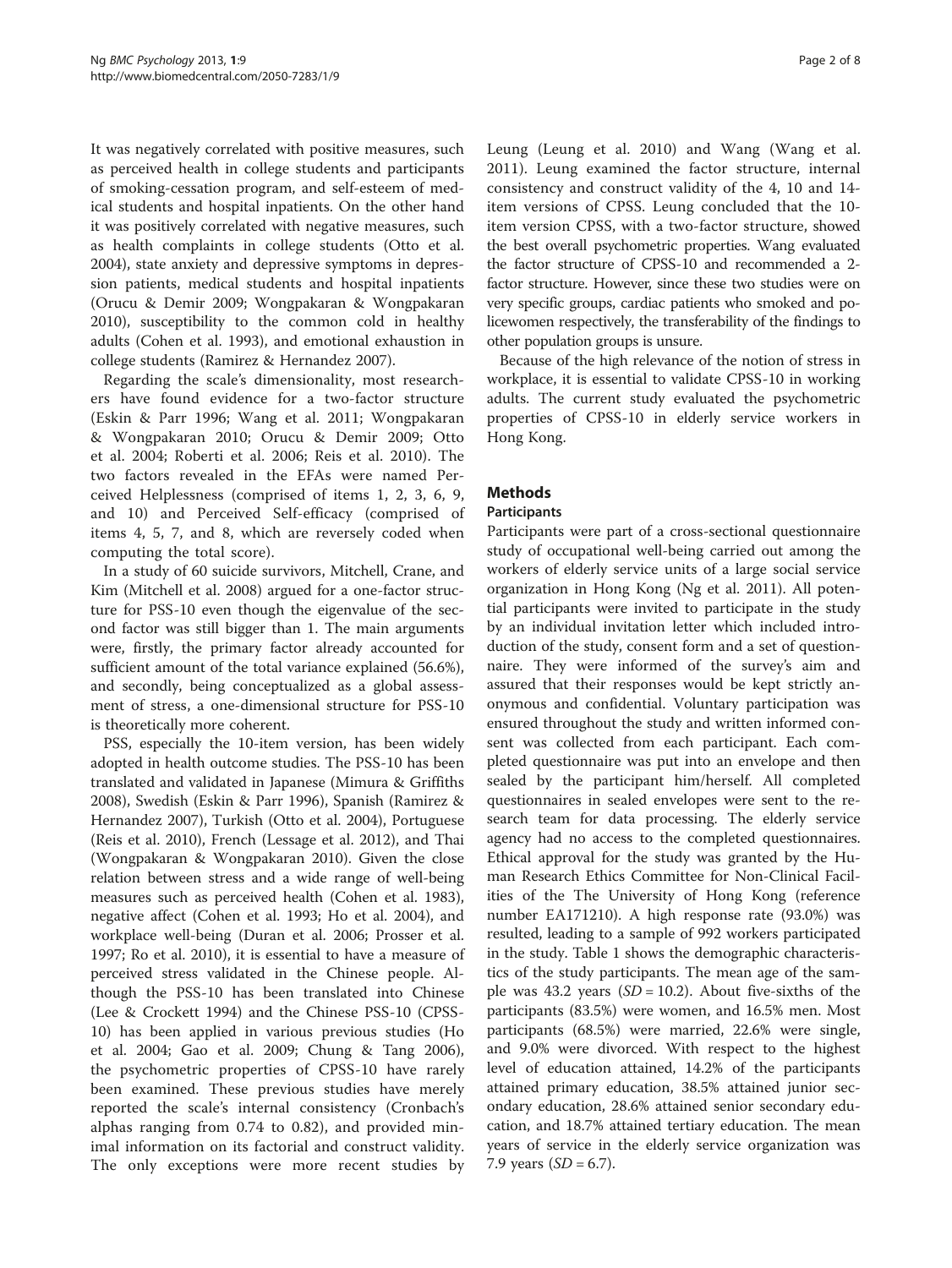It was negatively correlated with positive measures, such as perceived health in college students and participants of smoking-cessation program, and self-esteem of medical students and hospital inpatients. On the other hand it was positively correlated with negative measures, such as health complaints in college students (Otto et al. 2004), state anxiety and depressive symptoms in depression patients, medical students and hospital inpatients (Orucu & Demir 2009; Wongpakaran & Wongpakaran 2010), susceptibility to the common cold in healthy adults (Cohen et al. 1993), and emotional exhaustion in college students (Ramirez & Hernandez 2007).

Regarding the scale's dimensionality, most researchers have found evidence for a two-factor structure (Eskin & Parr 1996; Wang et al. 2011; Wongpakaran & Wongpakaran 2010; Orucu & Demir 2009; Otto et al. 2004; Roberti et al. 2006; Reis et al. 2010). The two factors revealed in the EFAs were named Perceived Helplessness (comprised of items 1, 2, 3, 6, 9, and 10) and Perceived Self-efficacy (comprised of items 4, 5, 7, and 8, which are reversely coded when computing the total score).

In a study of 60 suicide survivors, Mitchell, Crane, and Kim (Mitchell et al. 2008) argued for a one-factor structure for PSS-10 even though the eigenvalue of the second factor was still bigger than 1. The main arguments were, firstly, the primary factor already accounted for sufficient amount of the total variance explained (56.6%), and secondly, being conceptualized as a global assessment of stress, a one-dimensional structure for PSS-10 is theoretically more coherent.

PSS, especially the 10-item version, has been widely adopted in health outcome studies. The PSS-10 has been translated and validated in Japanese (Mimura & Griffiths 2008), Swedish (Eskin & Parr 1996), Spanish (Ramirez & Hernandez 2007), Turkish (Otto et al. 2004), Portuguese (Reis et al. 2010), French (Lessage et al. 2012), and Thai (Wongpakaran & Wongpakaran 2010). Given the close relation between stress and a wide range of well-being measures such as perceived health (Cohen et al. 1983), negative affect (Cohen et al. 1993; Ho et al. 2004), and workplace well-being (Duran et al. 2006; Prosser et al. 1997; Ro et al. 2010), it is essential to have a measure of perceived stress validated in the Chinese people. Although the PSS-10 has been translated into Chinese (Lee & Crockett 1994) and the Chinese PSS-10 (CPSS-10) has been applied in various previous studies (Ho et al. 2004; Gao et al. 2009; Chung & Tang 2006), the psychometric properties of CPSS-10 have rarely been examined. These previous studies have merely reported the scale's internal consistency (Cronbach's alphas ranging from 0.74 to 0.82), and provided minimal information on its factorial and construct validity. The only exceptions were more recent studies by Leung (Leung et al. 2010) and Wang (Wang et al. 2011). Leung examined the factor structure, internal consistency and construct validity of the 4, 10 and 14-item versions of CPSS. Leung concluded that the 10-item version CPSS, with a two-factor structure, showed the best overall psychometric properties. Wang evaluated the factor structure of CPSS-10 and recommended a 2-factor structure. However, since these two studies were on very specific groups, cardiac patients who smoked and policewomen respectively, the transferability of the findings to other population groups is unsure.

Because of the high relevance of the notion of stress in workplace, it is essential to validate CPSS-10 in working adults. The current study evaluated the psychometric properties of CPSS-10 in elderly service workers in Hong Kong.

## Methods

### Participants

Participants were part of a cross-sectional questionnaire study of occupational well-being carried out among the workers of elderly service units of a large social service organization in Hong Kong (Ng et al. 2011). All potential participants were invited to participate in the study by an individual invitation letter which included introduction of the study, consent form and a set of questionnaire. They were informed of the survey's aim and assured that their responses would be kept strictly anonymous and confidential. Voluntary participation was ensured throughout the study and written informed consent was collected from each participant. Each completed questionnaire was put into an envelope and then sealed by the participant him/herself. All completed questionnaires in sealed envelopes were sent to the research team for data processing. The elderly service agency had no access to the completed questionnaires. Ethical approval for the study was granted by the Human Research Ethics Committee for Non-Clinical Facilities of the The University of Hong Kong (reference number EA171210). A high response rate (93.0%) was resulted, leading to a sample of 992 workers participated in the study. Table 1 shows the demographic characteristics of the study participants. The mean age of the sample was 43.2 years (*SD* = 10.2). About five-sixths of the participants (83.5%) were women, and 16.5% men. Most participants (68.5%) were married, 22.6% were single, and 9.0% were divorced. With respect to the highest level of education attained, 14.2% of the participants attained primary education, 38.5% attained junior secondary education, 28.6% attained senior secondary education, and 18.7% attained tertiary education. The mean years of service in the elderly service organization was 7.9 years (*SD* = 6.7).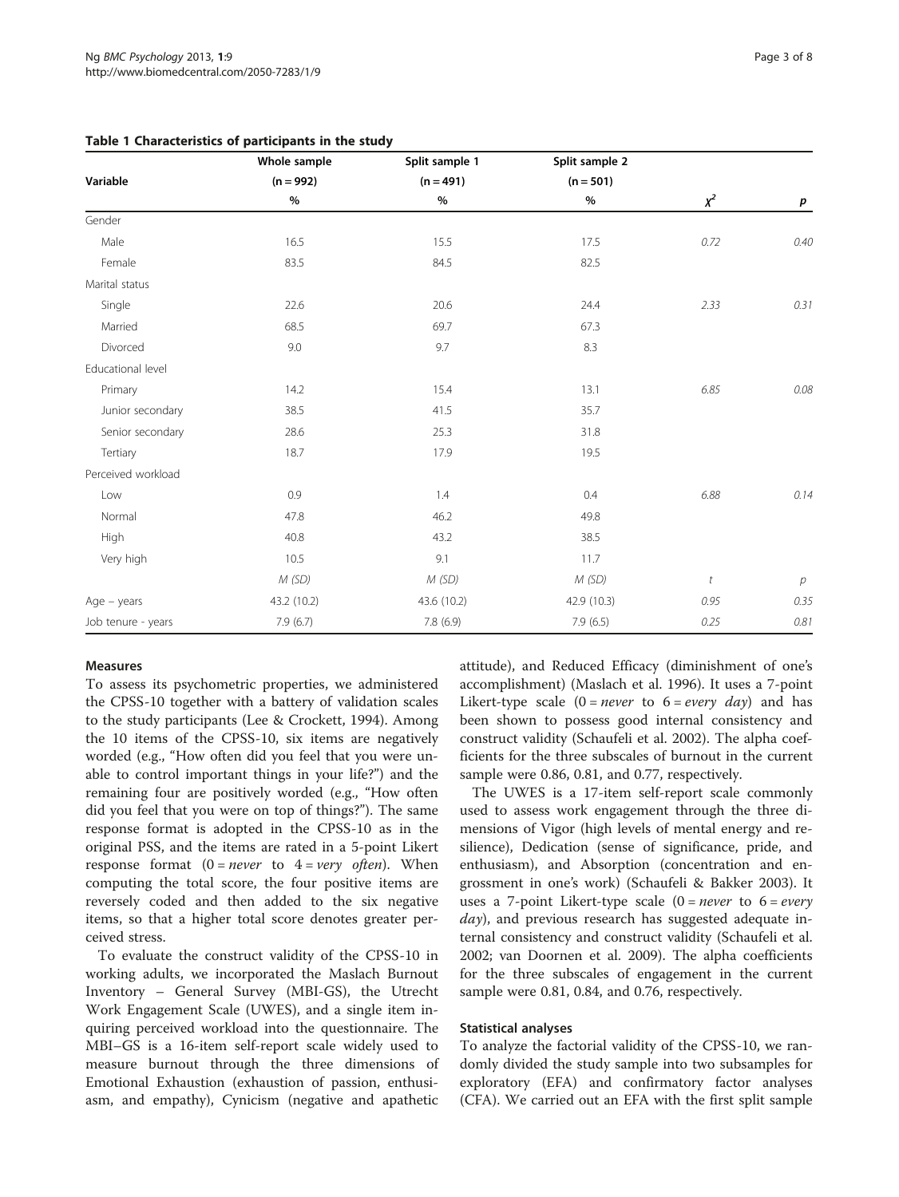**Table 1 Characteristics of participants in the study**

| Variable | Whole sample (n = 992) | Split sample 1 (n = 491) | Split sample 2 (n = 501) | | |
|---|---|---|---|---|---|
| | % | % | % | $\chi^2$ | *p* |
| Gender | | | | | |
| Male | 16.5 | 15.5 | 17.5 | 0.72 | 0.40 |
| Female | 83.5 | 84.5 | 82.5 | | |
| Marital status | | | | | |
| Single | 22.6 | 20.6 | 24.4 | 2.33 | 0.31 |
| Married | 68.5 | 69.7 | 67.3 | | |
| Divorced | 9.0 | 9.7 | 8.3 | | |
| Educational level | | | | | |
| Primary | 14.2 | 15.4 | 13.1 | 6.85 | 0.08 |
| Junior secondary | 38.5 | 41.5 | 35.7 | | |
| Senior secondary | 28.6 | 25.3 | 31.8 | | |
| Tertiary | 18.7 | 17.9 | 19.5 | | |
| Perceived workload | | | | | |
| Low | 0.9 | 1.4 | 0.4 | 6.88 | 0.14 |
| Normal | 47.8 | 46.2 | 49.8 | | |
| High | 40.8 | 43.2 | 38.5 | | |
| Very high | 10.5 | 9.1 | 11.7 | | |
| | *M (SD)* | *M (SD)* | *M (SD)* | *t* | *p* |
| Age – years | 43.2 (10.2) | 43.6 (10.2) | 42.9 (10.3) | 0.95 | 0.35 |
| Job tenure - years | 7.9 (6.7) | 7.8 (6.9) | 7.9 (6.5) | 0.25 | 0.81 |

### Measures

To assess its psychometric properties, we administered the CPSS-10 together with a battery of validation scales to the study participants (Lee & Crockett, 1994). Among the 10 items of the CPSS-10, six items are negatively worded (e.g., "How often did you feel that you were unable to control important things in your life?") and the remaining four are positively worded (e.g., "How often did you feel that you were on top of things?"). The same response format is adopted in the CPSS-10 as in the original PSS, and the items are rated in a 5-point Likert response format (0 = *never* to 4 = *very often*). When computing the total score, the four positive items are reversely coded and then added to the six negative items, so that a higher total score denotes greater perceived stress.

To evaluate the construct validity of the CPSS-10 in working adults, we incorporated the Maslach Burnout Inventory – General Survey (MBI-GS), the Utrecht Work Engagement Scale (UWES), and a single item inquiring perceived workload into the questionnaire. The MBI–GS is a 16-item self-report scale widely used to measure burnout through the three dimensions of Emotional Exhaustion (exhaustion of passion, enthusiasm, and empathy), Cynicism (negative and apathetic attitude), and Reduced Efficacy (diminishment of one's accomplishment) (Maslach et al. 1996). It uses a 7-point Likert-type scale (0 = *never* to 6 = *every day*) and has been shown to possess good internal consistency and construct validity (Schaufeli et al. 2002). The alpha coefficients for the three subscales of burnout in the current sample were 0.86, 0.81, and 0.77, respectively.

The UWES is a 17-item self-report scale commonly used to assess work engagement through the three dimensions of Vigor (high levels of mental energy and resilience), Dedication (sense of significance, pride, and enthusiasm), and Absorption (concentration and engrossment in one's work) (Schaufeli & Bakker 2003). It uses a 7-point Likert-type scale (0 = *never* to 6 = *every day*), and previous research has suggested adequate internal consistency and construct validity (Schaufeli et al. 2002; van Doornen et al. 2009). The alpha coefficients for the three subscales of engagement in the current sample were 0.81, 0.84, and 0.76, respectively.

### Statistical analyses

To analyze the factorial validity of the CPSS-10, we randomly divided the study sample into two subsamples for exploratory (EFA) and confirmatory factor analyses (CFA). We carried out an EFA with the first split sample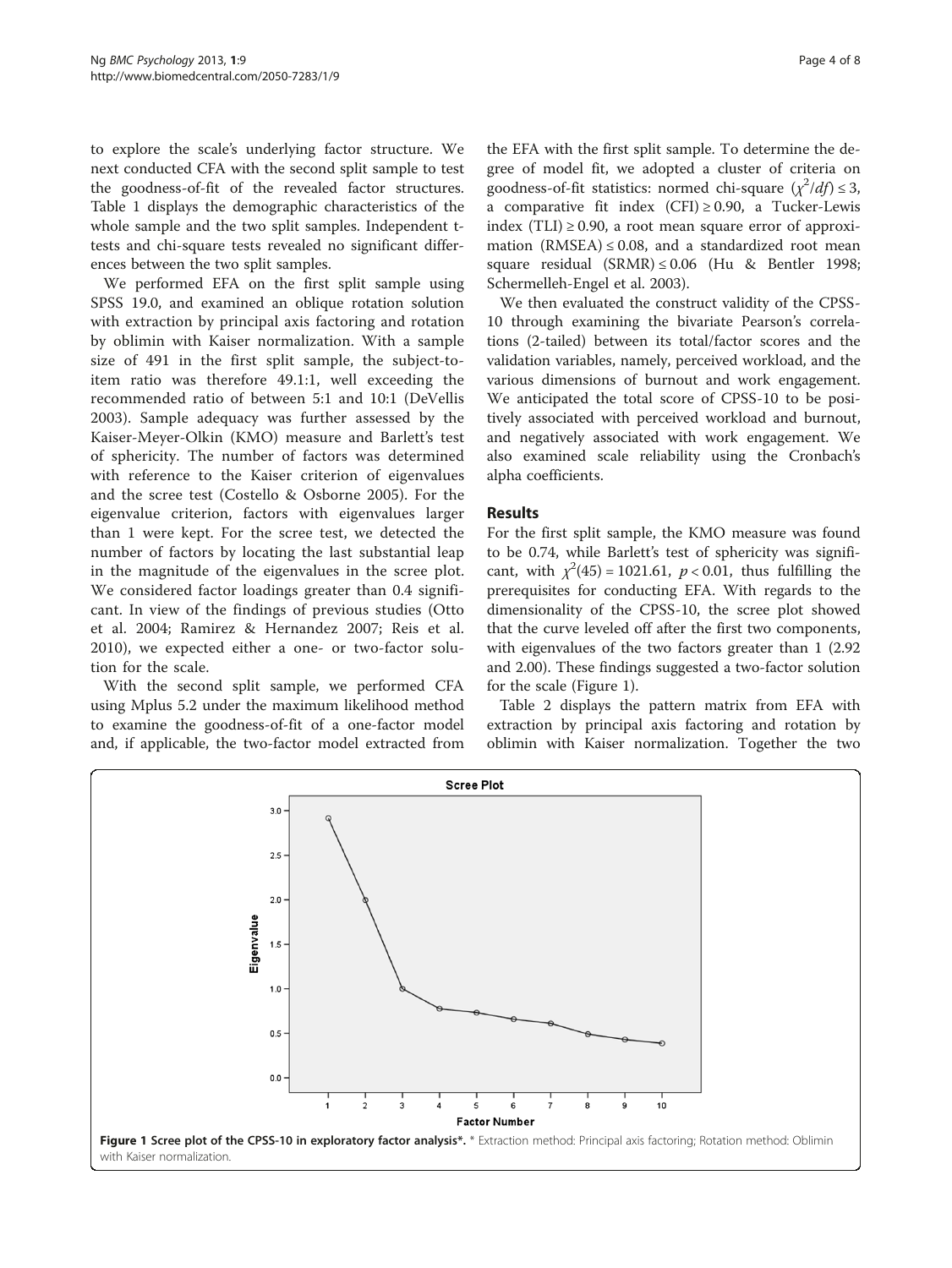to explore the scale's underlying factor structure. We next conducted CFA with the second split sample to test the goodness-of-fit of the revealed factor structures. Table 1 displays the demographic characteristics of the whole sample and the two split samples. Independent t-tests and chi-square tests revealed no significant differences between the two split samples.

We performed EFA on the first split sample using SPSS 19.0, and examined an oblique rotation solution with extraction by principal axis factoring and rotation by oblimin with Kaiser normalization. With a sample size of 491 in the first split sample, the subject-to-item ratio was therefore 49.1:1, well exceeding the recommended ratio of between 5:1 and 10:1 (DeVellis 2003). Sample adequacy was further assessed by the Kaiser-Meyer-Olkin (KMO) measure and Barlett's test of sphericity. The number of factors was determined with reference to the Kaiser criterion of eigenvalues and the scree test (Costello & Osborne 2005). For the eigenvalue criterion, factors with eigenvalues larger than 1 were kept. For the scree test, we detected the number of factors by locating the last substantial leap in the magnitude of the eigenvalues in the scree plot. We considered factor loadings greater than 0.4 significant. In view of the findings of previous studies (Otto et al. 2004; Ramirez & Hernandez 2007; Reis et al. 2010), we expected either a one- or two-factor solution for the scale.

With the second split sample, we performed CFA using Mplus 5.2 under the maximum likelihood method to examine the goodness-of-fit of a one-factor model and, if applicable, the two-factor model extracted from the EFA with the first split sample. To determine the degree of model fit, we adopted a cluster of criteria on goodness-of-fit statistics: normed chi-square ($\chi^2/df$) ≤ 3, a comparative fit index (CFI) ≥ 0.90, a Tucker-Lewis index (TLI) ≥ 0.90, a root mean square error of approximation (RMSEA) ≤ 0.08, and a standardized root mean square residual (SRMR) ≤ 0.06 (Hu & Bentler 1998; Schermelleh-Engel et al. 2003).

We then evaluated the construct validity of the CPSS-10 through examining the bivariate Pearson's correlations (2-tailed) between its total/factor scores and the validation variables, namely, perceived workload, and the various dimensions of burnout and work engagement. We anticipated the total score of CPSS-10 to be positively associated with perceived workload and burnout, and negatively associated with work engagement. We also examined scale reliability using the Cronbach's alpha coefficients.

## Results

For the first split sample, the KMO measure was found to be 0.74, while Barlett's test of sphericity was significant, with $\chi^2(45) = 1021.61$, $p < 0.01$, thus fulfilling the prerequisites for conducting EFA. With regards to the dimensionality of the CPSS-10, the scree plot showed that the curve leveled off after the first two components, with eigenvalues of the two factors greater than 1 (2.92 and 2.00). These findings suggested a two-factor solution for the scale (Figure 1).

Table 2 displays the pattern matrix from EFA with extraction by principal axis factoring and rotation by oblimin with Kaiser normalization. Together the two

**Figure 1 Scree plot of the CPSS-10 in exploratory factor analysis*.** * Extraction method: Principal axis factoring; Rotation method: Oblimin with Kaiser normalization.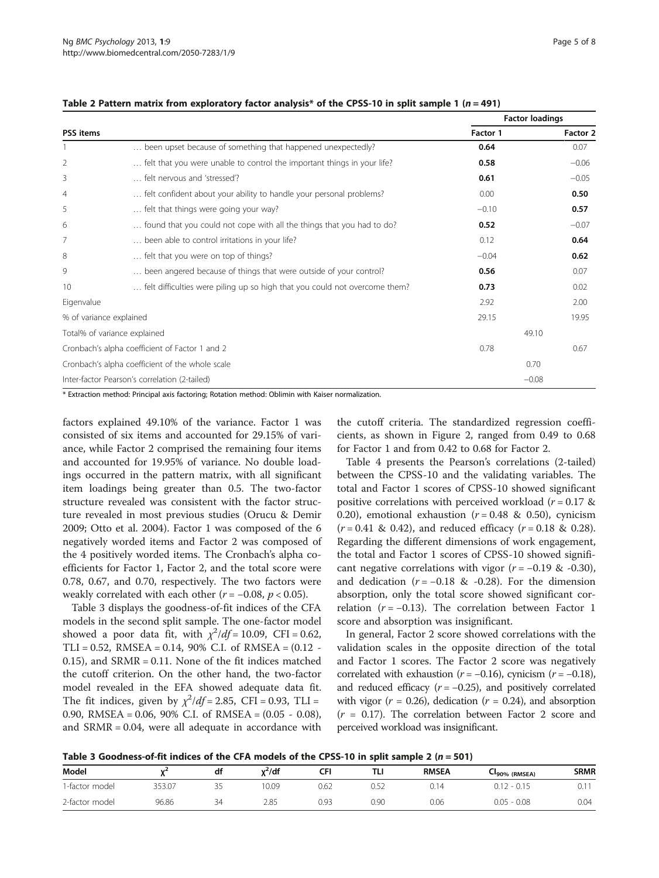**Table 2 Pattern matrix from exploratory factor analysis* of the CPSS-10 in split sample 1 ($n = 491$)**

| PSS items | | Factor loadings | |
|---|---|---|---|
| | | Factor 1 | Factor 2 |
| 1 | … been upset because of something that happened unexpectedly? | **0.64** | 0.07 |
| 2 | … felt that you were unable to control the important things in your life? | **0.58** | −0.06 |
| 3 | … felt nervous and 'stressed'? | **0.61** | −0.05 |
| 4 | … felt confident about your ability to handle your personal problems? | 0.00 | **0.50** |
| 5 | … felt that things were going your way? | −0.10 | **0.57** |
| 6 | … found that you could not cope with all the things that you had to do? | **0.52** | −0.07 |
| 7 | … been able to control irritations in your life? | 0.12 | **0.64** |
| 8 | … felt that you were on top of things? | −0.04 | **0.62** |
| 9 | … been angered because of things that were outside of your control? | **0.56** | 0.07 |
| 10 | … felt difficulties were piling up so high that you could not overcome them? | **0.73** | 0.02 |
| Eigenvalue | | 2.92 | 2.00 |
| % of variance explained | | 29.15 | 19.95 |
| Total% of variance explained | | 49.10 | |
| Cronbach's alpha coefficient of Factor 1 and 2 | | 0.78 | 0.67 |
| Cronbach's alpha coefficient of the whole scale | | 0.70 | |
| Inter-factor Pearson's correlation (2-tailed) | | −0.08 | |

* Extraction method: Principal axis factoring; Rotation method: Oblimin with Kaiser normalization.

factors explained 49.10% of the variance. Factor 1 was consisted of six items and accounted for 29.15% of variance, while Factor 2 comprised the remaining four items and accounted for 19.95% of variance. No double loadings occurred in the pattern matrix, with all significant item loadings being greater than 0.5. The two-factor structure revealed was consistent with the factor structure revealed in most previous studies (Orucu & Demir 2009; Otto et al. 2004). Factor 1 was composed of the 6 negatively worded items and Factor 2 was composed of the 4 positively worded items. The Cronbach's alpha coefficients for Factor 1, Factor 2, and the total score were 0.78, 0.67, and 0.70, respectively. The two factors were weakly correlated with each other ($r = -0.08$, $p < 0.05$).

Table 3 displays the goodness-of-fit indices of the CFA models in the second split sample. The one-factor model showed a poor data fit, with $\chi^2/df = 10.09$, CFI = 0.62, TLI = 0.52, RMSEA = 0.14, 90% C.I. of RMSEA = (0.12 - 0.15), and SRMR = 0.11. None of the fit indices matched the cutoff criterion. On the other hand, the two-factor model revealed in the EFA showed adequate data fit. The fit indices, given by $\chi^2/df = 2.85$, CFI = 0.93, TLI = 0.90, RMSEA = 0.06, 90% C.I. of RMSEA = (0.05 - 0.08), and SRMR = 0.04, were all adequate in accordance with the cutoff criteria. The standardized regression coefficients, as shown in Figure 2, ranged from 0.49 to 0.68 for Factor 1 and from 0.42 to 0.68 for Factor 2.

Table 4 presents the Pearson's correlations (2-tailed) between the CPSS-10 and the validating variables. The total and Factor 1 scores of CPSS-10 showed significant positive correlations with perceived workload ($r = 0.17$ & 0.20), emotional exhaustion ($r = 0.48$ & 0.50), cynicism ($r = 0.41$ & 0.42), and reduced efficacy ($r = 0.18$ & 0.28). Regarding the different dimensions of work engagement, the total and Factor 1 scores of CPSS-10 showed significant negative correlations with vigor ($r = -0.19$ & -0.30), and dedication ($r = -0.18$ & -0.28). For the dimension absorption, only the total score showed significant correlation ($r = -0.13$). The correlation between Factor 1 score and absorption was insignificant.

In general, Factor 2 score showed correlations with the validation scales in the opposite direction of the total and Factor 1 scores. The Factor 2 score was negatively correlated with exhaustion ($r = -0.16$), cynicism ($r = -0.18$), and reduced efficacy ($r = -0.25$), and positively correlated with vigor ($r = 0.26$), dedication ($r = 0.24$), and absorption ($r = 0.17$). The correlation between Factor 2 score and perceived workload was insignificant.

**Table 3 Goodness-of-fit indices of the CFA models of the CPSS-10 in split sample 2 ($n = 501$)**

| Model | $\chi^2$ | df | $\chi^2/df$ | CFI | TLI | RMSEA | $CI_{90\%\ (RMSEA)}$ | SRMR |
|---|---|---|---|---|---|---|---|---|
| 1-factor model | 353.07 | 35 | 10.09 | 0.62 | 0.52 | 0.14 | 0.12 - 0.15 | 0.11 |
| 2-factor model | 96.86 | 34 | 2.85 | 0.93 | 0.90 | 0.06 | 0.05 - 0.08 | 0.04 |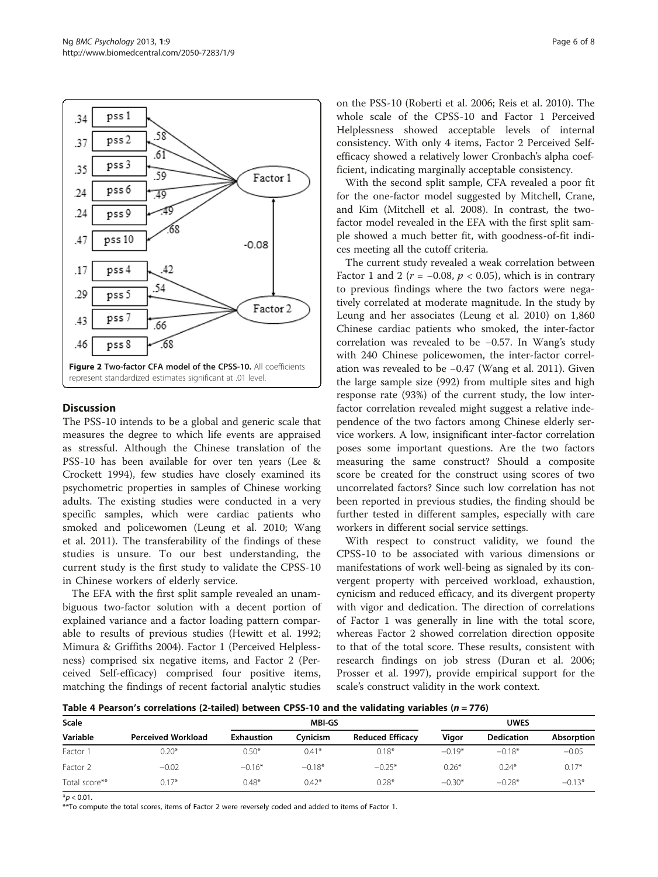Figure 2 Two-factor CFA model of the CPSS-10. All coefficients represent standardized estimates significant at .01 level.

## Discussion

The PSS-10 intends to be a global and generic scale that measures the degree to which life events are appraised as stressful. Although the Chinese translation of the PSS-10 has been available for over ten years (Lee & Crockett 1994), few studies have closely examined its psychometric properties in samples of Chinese working adults. The existing studies were conducted in a very specific samples, which were cardiac patients who smoked and policewomen (Leung et al. 2010; Wang et al. 2011). The transferability of the findings of these studies is unsure. To our best understanding, the current study is the first study to validate the CPSS-10 in Chinese workers of elderly service.

The EFA with the first split sample revealed an unambiguous two-factor solution with a decent portion of explained variance and a factor loading pattern comparable to results of previous studies (Hewitt et al. 1992; Mimura & Griffiths 2004). Factor 1 (Perceived Helplessness) comprised six negative items, and Factor 2 (Perceived Self-efficacy) comprised four positive items, matching the findings of recent factorial analytic studies on the PSS-10 (Roberti et al. 2006; Reis et al. 2010). The whole scale of the CPSS-10 and Factor 1 Perceived Helplessness showed acceptable levels of internal consistency. With only 4 items, Factor 2 Perceived Self-efficacy showed a relatively lower Cronbach's alpha coefficient, indicating marginally acceptable consistency.

With the second split sample, CFA revealed a poor fit for the one-factor model suggested by Mitchell, Crane, and Kim (Mitchell et al. 2008). In contrast, the two-factor model revealed in the EFA with the first split sample showed a much better fit, with goodness-of-fit indices meeting all the cutoff criteria.

The current study revealed a weak correlation between Factor 1 and 2 ($r = -0.08$, $p < 0.05$), which is in contrary to previous findings where the two factors were negatively correlated at moderate magnitude. In the study by Leung and her associates (Leung et al. 2010) on 1,860 Chinese cardiac patients who smoked, the inter-factor correlation was revealed to be −0.57. In Wang's study with 240 Chinese policewomen, the inter-factor correlation was revealed to be −0.47 (Wang et al. 2011). Given the large sample size (992) from multiple sites and high response rate (93%) of the current study, the low inter-factor correlation revealed might suggest a relative independence of the two factors among Chinese elderly service workers. A low, insignificant inter-factor correlation poses some important questions. Are the two factors measuring the same construct? Should a composite score be created for the construct using scores of two uncorrelated factors? Since such low correlation has not been reported in previous studies, the finding should be further tested in different samples, especially with care workers in different social service settings.

With respect to construct validity, we found the CPSS-10 to be associated with various dimensions or manifestations of work well-being as signaled by its convergent property with perceived workload, exhaustion, cynicism and reduced efficacy, and its divergent property with vigor and dedication. The direction of correlations of Factor 1 was generally in line with the total score, whereas Factor 2 showed correlation direction opposite to that of the total score. These results, consistent with research findings on job stress (Duran et al. 2006; Prosser et al. 1997), provide empirical support for the scale's construct validity in the work context.

**Table 4 Pearson's correlations (2-tailed) between CPSS-10 and the validating variables ($n = 776$)**

| Scale | | MBI-GS | | | UWES | | |
|---|---|---|---|---|---|---|---|
| Variable | Perceived Workload | Exhaustion | Cynicism | Reduced Efficacy | Vigor | Dedication | Absorption |
| Factor 1 | 0.20* | 0.50* | 0.41* | 0.18* | −0.19* | −0.18* | −0.05 |
| Factor 2 | −0.02 | −0.16* | −0.18* | −0.25* | 0.26* | 0.24* | 0.17* |
| Total score** | 0.17* | 0.48* | 0.42* | 0.28* | −0.30* | −0.28* | −0.13* |

*$p < 0.01$.

**To compute the total scores, items of Factor 2 were reversely coded and added to items of Factor 1.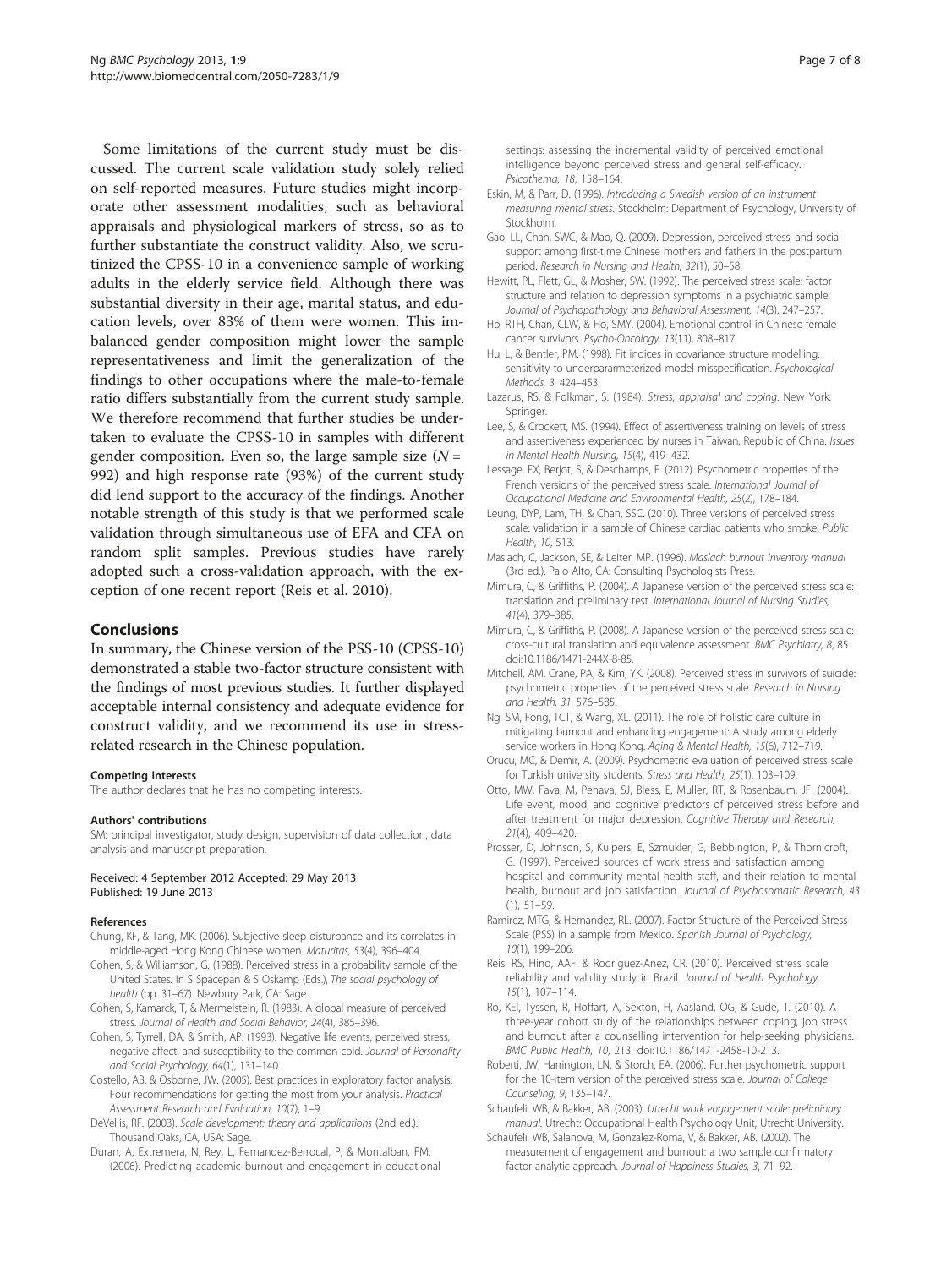Some limitations of the current study must be discussed. The current scale validation study solely relied on self-reported measures. Future studies might incorporate other assessment modalities, such as behavioral appraisals and physiological markers of stress, so as to further substantiate the construct validity. Also, we scrutinized the CPSS-10 in a convenience sample of working adults in the elderly service field. Although there was substantial diversity in their age, marital status, and education levels, over 83% of them were women. This imbalanced gender composition might lower the sample representativeness and limit the generalization of the findings to other occupations where the male-to-female ratio differs substantially from the current study sample. We therefore recommend that further studies be undertaken to evaluate the CPSS-10 in samples with different gender composition. Even so, the large sample size ($N$ = 992) and high response rate (93%) of the current study did lend support to the accuracy of the findings. Another notable strength of this study is that we performed scale validation through simultaneous use of EFA and CFA on random split samples. Previous studies have rarely adopted such a cross-validation approach, with the exception of one recent report (Reis et al. 2010).

## Conclusions

In summary, the Chinese version of the PSS-10 (CPSS-10) demonstrated a stable two-factor structure consistent with the findings of most previous studies. It further displayed acceptable internal consistency and adequate evidence for construct validity, and we recommend its use in stress-related research in the Chinese population.

#### Competing interests

The author declares that he has no competing interests.

#### Authors' contributions

SM: principal investigator, study design, supervision of data collection, data analysis and manuscript preparation.

Received: 4 September 2012 Accepted: 29 May 2013
Published: 19 June 2013

#### References

- Chung, KF, & Tang, MK. (2006). Subjective sleep disturbance and its correlates in middle-aged Hong Kong Chinese women. *Maturitas, 53*(4), 396–404.
- Cohen, S, & Williamson, G. (1988). Perceived stress in a probability sample of the United States. In S Spacepan & S Oskamp (Eds.), *The social psychology of health* (pp. 31–67). Newbury Park, CA: Sage.
- Cohen, S, Kamarck, T, & Mermelstein, R. (1983). A global measure of perceived stress. *Journal of Health and Social Behavior, 24*(4), 385–396.
- Cohen, S, Tyrrell, DA, & Smith, AP. (1993). Negative life events, perceived stress, negative affect, and susceptibility to the common cold. *Journal of Personality and Social Psychology, 64*(1), 131–140.
- Costello, AB, & Osborne, JW. (2005). Best practices in exploratory factor analysis: Four recommendations for getting the most from your analysis. *Practical Assessment Research and Evaluation, 10*(7), 1–9.
- DeVellis, RF. (2003). *Scale development: theory and applications* (2nd ed.). Thousand Oaks, CA, USA: Sage.
- Duran, A, Extremera, N, Rey, L, Fernandez-Berrocal, P, & Montalban, FM. (2006). Predicting academic burnout and engagement in educational settings: assessing the incremental validity of perceived emotional intelligence beyond perceived stress and general self-efficacy. *Psicothema, 18*, 158–164.
- Eskin, M, & Parr, D. (1996). *Introducing a Swedish version of an instrument measuring mental stress*. Stockholm: Department of Psychology, University of Stockholm.
- Gao, LL, Chan, SWC, & Mao, Q. (2009). Depression, perceived stress, and social support among first-time Chinese mothers and fathers in the postpartum period. *Research in Nursing and Health, 32*(1), 50–58.
- Hewitt, PL, Flett, GL, & Mosher, SW. (1992). The perceived stress scale: factor structure and relation to depression symptoms in a psychiatric sample. *Journal of Psychopathology and Behavioral Assessment, 14*(3), 247–257.
- Ho, RTH, Chan, CLW, & Ho, SMY. (2004). Emotional control in Chinese female cancer survivors. *Psycho-Oncology, 13*(11), 808–817.
- Hu, L, & Bentler, PM. (1998). Fit indices in covariance structure modelling: sensitivity to underpararmeterized model misspecification. *Psychological Methods, 3*, 424–453.
- Lazarus, RS, & Folkman, S. (1984). *Stress, appraisal and coping*. New York: Springer.
- Lee, S, & Crockett, MS. (1994). Effect of assertiveness training on levels of stress and assertiveness experienced by nurses in Taiwan, Republic of China. *Issues in Mental Health Nursing, 15*(4), 419–432.
- Lessage, FX, Berjot, S, & Deschamps, F. (2012). Psychometric properties of the French versions of the perceived stress scale. *International Journal of Occupational Medicine and Environmental Health, 25*(2), 178–184.
- Leung, DYP, Lam, TH, & Chan, SSC. (2010). Three versions of perceived stress scale: validation in a sample of Chinese cardiac patients who smoke. *Public Health, 10*, 513.
- Maslach, C, Jackson, SE, & Leiter, MP. (1996). *Maslach burnout inventory manual* (3rd ed.). Palo Alto, CA: Consulting Psychologists Press.
- Mimura, C, & Griffiths, P. (2004). A Japanese version of the perceived stress scale: translation and preliminary test. *International Journal of Nursing Studies, 41*(4), 379–385.
- Mimura, C, & Griffiths, P. (2008). A Japanese version of the perceived stress scale: cross-cultural translation and equivalence assessment. *BMC Psychiatry, 8*, 85. doi:10.1186/1471-244X-8-85.
- Mitchell, AM, Crane, PA, & Kim, YK. (2008). Perceived stress in survivors of suicide: psychometric properties of the perceived stress scale. *Research in Nursing and Health, 31*, 576–585.
- Ng, SM, Fong, TCT, & Wang, XL. (2011). The role of holistic care culture in mitigating burnout and enhancing engagement: A study among elderly service workers in Hong Kong. *Aging & Mental Health, 15*(6), 712–719.
- Orucu, MC, & Demir, A. (2009). Psychometric evaluation of perceived stress scale for Turkish university students. *Stress and Health, 25*(1), 103–109.
- Otto, MW, Fava, M, Penava, SJ, Bless, E, Muller, RT, & Rosenbaum, JF. (2004). Life event, mood, and cognitive predictors of perceived stress before and after treatment for major depression. *Cognitive Therapy and Research, 21*(4), 409–420.
- Prosser, D, Johnson, S, Kuipers, E, Szmukler, G, Bebbington, P, & Thornicroft, G. (1997). Perceived sources of work stress and satisfaction among hospital and community mental health staff, and their relation to mental health, burnout and job satisfaction. *Journal of Psychosomatic Research, 43* (1), 51–59.
- Ramirez, MTG, & Hernandez, RL. (2007). Factor Structure of the Perceived Stress Scale (PSS) in a sample from Mexico. *Spanish Journal of Psychology, 10*(1), 199–206.
- Reis, RS, Hino, AAF, & Rodriguez-Anez, CR. (2010). Perceived stress scale reliability and validity study in Brazil. *Journal of Health Psychology, 15*(1), 107–114.
- Ro, KEI, Tyssen, R, Hoffart, A, Sexton, H, Aasland, OG, & Gude, T. (2010). A three-year cohort study of the relationships between coping, job stress and burnout after a counselling intervention for help-seeking physicians. *BMC Public Health, 10*, 213. doi:10.1186/1471-2458-10-213.
- Roberti, JW, Harrington, LN, & Storch, EA. (2006). Further psychometric support for the 10-item version of the perceived stress scale. *Journal of College Counseling, 9*, 135–147.
- Schaufeli, WB, & Bakker, AB. (2003). *Utrecht work engagement scale: preliminary manual*. Utrecht: Occupational Health Psychology Unit, Utrecht University.
- Schaufeli, WB, Salanova, M, Gonzalez-Roma, V, & Bakker, AB. (2002). The measurement of engagement and burnout: a two sample confirmatory factor analytic approach. *Journal of Happiness Studies, 3*, 71–92.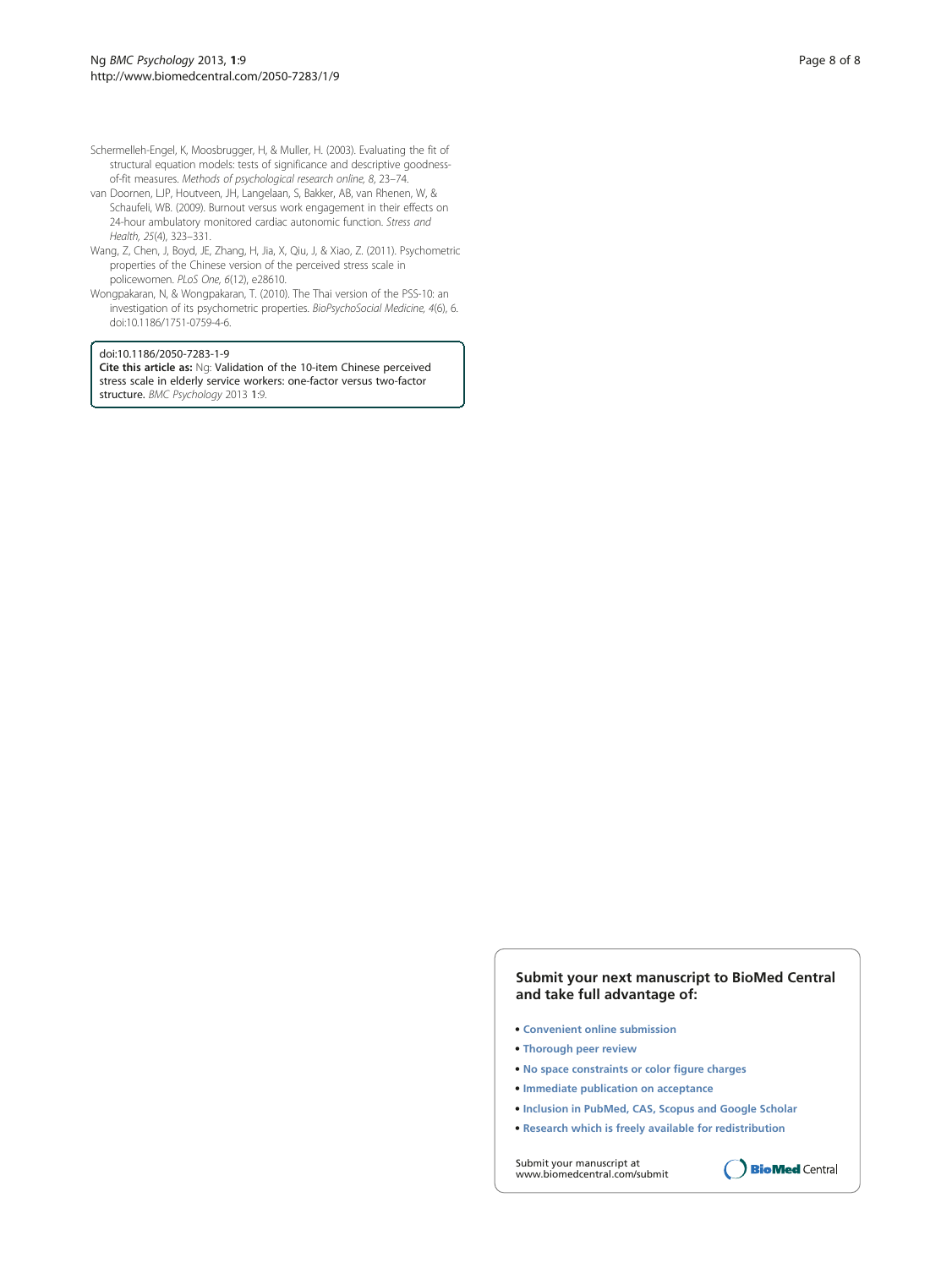Schermelleh-Engel, K, Moosbrugger, H, & Muller, H. (2003). Evaluating the fit of structural equation models: tests of significance and descriptive goodness-of-fit measures. *Methods of psychological research online, 8*, 23–74.

van Doornen, LJP, Houtveen, JH, Langelaan, S, Bakker, AB, van Rhenen, W, & Schaufeli, WB. (2009). Burnout versus work engagement in their effects on 24-hour ambulatory monitored cardiac autonomic function. *Stress and Health, 25*(4), 323–331.

Wang, Z, Chen, J, Boyd, JE, Zhang, H, Jia, X, Qiu, J, & Xiao, Z. (2011). Psychometric properties of the Chinese version of the perceived stress scale in policewomen. *PLoS One, 6*(12), e28610.

Wongpakaran, N, & Wongpakaran, T. (2010). The Thai version of the PSS-10: an investigation of its psychometric properties. *BioPsychoSocial Medicine, 4*(6), 6. doi:10.1186/1751-0759-4-6.

doi:10.1186/2050-7283-1-9

**Cite this article as:** Ng: Validation of the 10-item Chinese perceived stress scale in elderly service workers: one-factor versus two-factor structure. *BMC Psychology* 2013 **1**:9.

**Submit your next manuscript to BioMed Central and take full advantage of:**

- **Convenient online submission**
- **Thorough peer review**
- **No space constraints or color figure charges**
- **Immediate publication on acceptance**
- **Inclusion in PubMed, CAS, Scopus and Google Scholar**
- **Research which is freely available for redistribution**

Submit your manuscript at www.biomedcentral.com/submit

BioMed Central